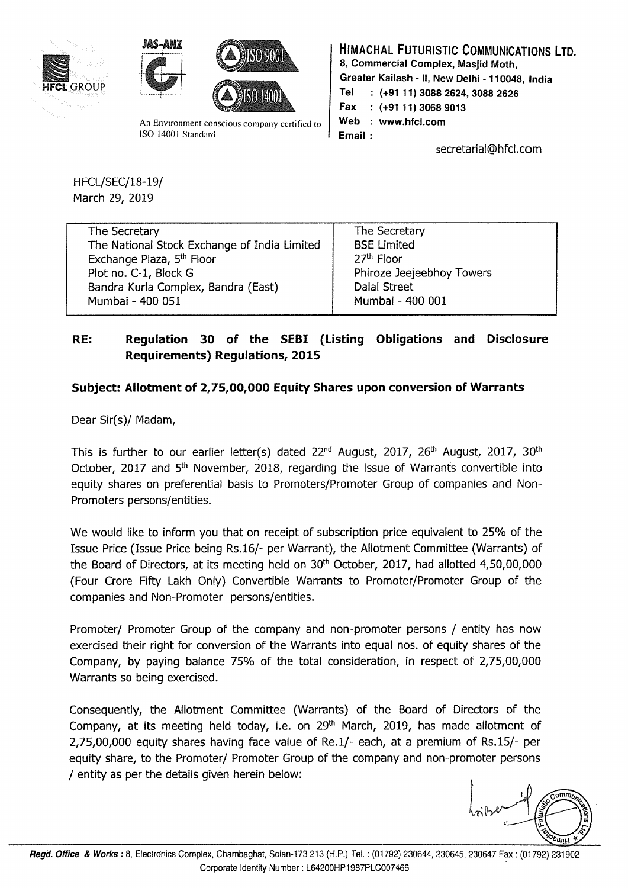**HIMACHAL FUTURISTIC COMMUNICATIONS LTD.**
8, Commercial Complex, Masjid Moth,
Greater Kailash - II, New Delhi - 110048, India
Tel : (+91 11) 3088 2624, 3088 2626
Fax : (+91 11) 3068 9013
Web : www.hfcl.com
Email : secretarial@hfcl.com

An Environment conscious company certified to ISO 14001 Standard

HFCL/SEC/18-19/
March 29, 2019

| The Secretary<br>The National Stock Exchange of India Limited<br>Exchange Plaza, 5th Floor<br>Plot no. C-1, Block G<br>Bandra Kurla Complex, Bandra (East)<br>Mumbai - 400 051 | The Secretary<br>BSE Limited<br>27th Floor<br>Phiroze Jeejeebhoy Towers<br>Dalal Street<br>Mumbai - 400 001 |
|---|---|

**RE: Regulation 30 of the SEBI (Listing Obligations and Disclosure Requirements) Regulations, 2015**

**Subject: Allotment of 2,75,00,000 Equity Shares upon conversion of Warrants**

Dear Sir(s)/ Madam,

This is further to our earlier letter(s) dated 22nd August, 2017, 26th August, 2017, 30th October, 2017 and 5th November, 2018, regarding the issue of Warrants convertible into equity shares on preferential basis to Promoters/Promoter Group of companies and Non-Promoters persons/entities.

We would like to inform you that on receipt of subscription price equivalent to 25% of the Issue Price (Issue Price being Rs.16/- per Warrant), the Allotment Committee (Warrants) of the Board of Directors, at its meeting held on 30th October, 2017, had allotted 4,50,00,000 (Four Crore Fifty Lakh Only) Convertible Warrants to Promoter/Promoter Group of the companies and Non-Promoter persons/entities.

Promoter/ Promoter Group of the company and non-promoter persons / entity has now exercised their right for conversion of the Warrants into equal nos. of equity shares of the Company, by paying balance 75% of the total consideration, in respect of 2,75,00,000 Warrants so being exercised.

Consequently, the Allotment Committee (Warrants) of the Board of Directors of the Company, at its meeting held today, i.e. on 29th March, 2019, has made allotment of 2,75,00,000 equity shares having face value of Re.1/- each, at a premium of Rs.15/- per equity share, to the Promoter/ Promoter Group of the company and non-promoter persons / entity as per the details given herein below:

**Regd. Office & Works :** 8, Electronics Complex, Chambaghat, Solan-173 213 (H.P.) Tel. : (01792) 230644, 230645, 230647 Fax : (01792) 231902
Corporate Identity Number : L64200HP1987PLC007466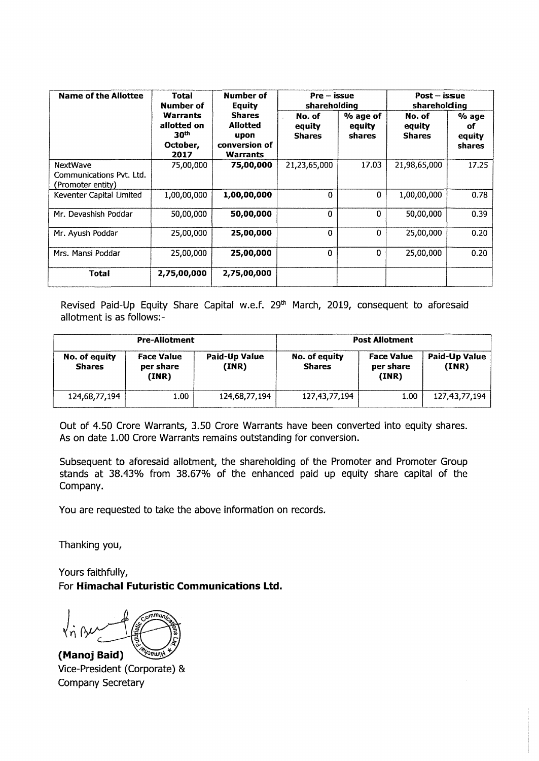| Name of the Allottee | Total Number of Warrants allotted on 30th October, 2017 | Number of Equity Shares Allotted upon conversion of Warrants | Pre – issue shareholding | | Post – issue shareholding | |
|---|---|---|---|---|---|---|
| | | | No. of equity Shares | % age of equity shares | No. of equity Shares | % age of equity shares |
| NextWave Communications Pvt. Ltd. (Promoter entity) | 75,00,000 | **75,00,000** | 21,23,65,000 | 17.03 | 21,98,65,000 | 17.25 |
| Keventer Capital Limited | 1,00,00,000 | **1,00,00,000** | 0 | 0 | 1,00,00,000 | 0.78 |
| Mr. Devashish Poddar | 50,00,000 | **50,00,000** | 0 | 0 | 50,00,000 | 0.39 |
| Mr. Ayush Poddar | 25,00,000 | **25,00,000** | 0 | 0 | 25,00,000 | 0.20 |
| Mrs. Mansi Poddar | 25,00,000 | **25,00,000** | 0 | 0 | 25,00,000 | 0.20 |
| **Total** | **2,75,00,000** | **2,75,00,000** | | | | |

Revised Paid-Up Equity Share Capital w.e.f. 29th March, 2019, consequent to aforesaid allotment is as follows:-

| Pre-Allotment | | | Post Allotment | | |
|---|---|---|---|---|---|
| No. of equity Shares | Face Value per share (INR) | Paid-Up Value (INR) | No. of equity Shares | Face Value per share (INR) | Paid-Up Value (INR) |
| 124,68,77,194 | 1.00 | 124,68,77,194 | 127,43,77,194 | 1.00 | 127,43,77,194 |

Out of 4.50 Crore Warrants, 3.50 Crore Warrants have been converted into equity shares. As on date 1.00 Crore Warrants remains outstanding for conversion.

Subsequent to aforesaid allotment, the shareholding of the Promoter and Promoter Group stands at 38.43% from 38.67% of the enhanced paid up equity share capital of the Company.

You are requested to take the above information on records.

Thanking you,

Yours faithfully,
For **Himachal Futuristic Communications Ltd.**

**(Manoj Baid)**
Vice-President (Corporate) &
Company Secretary